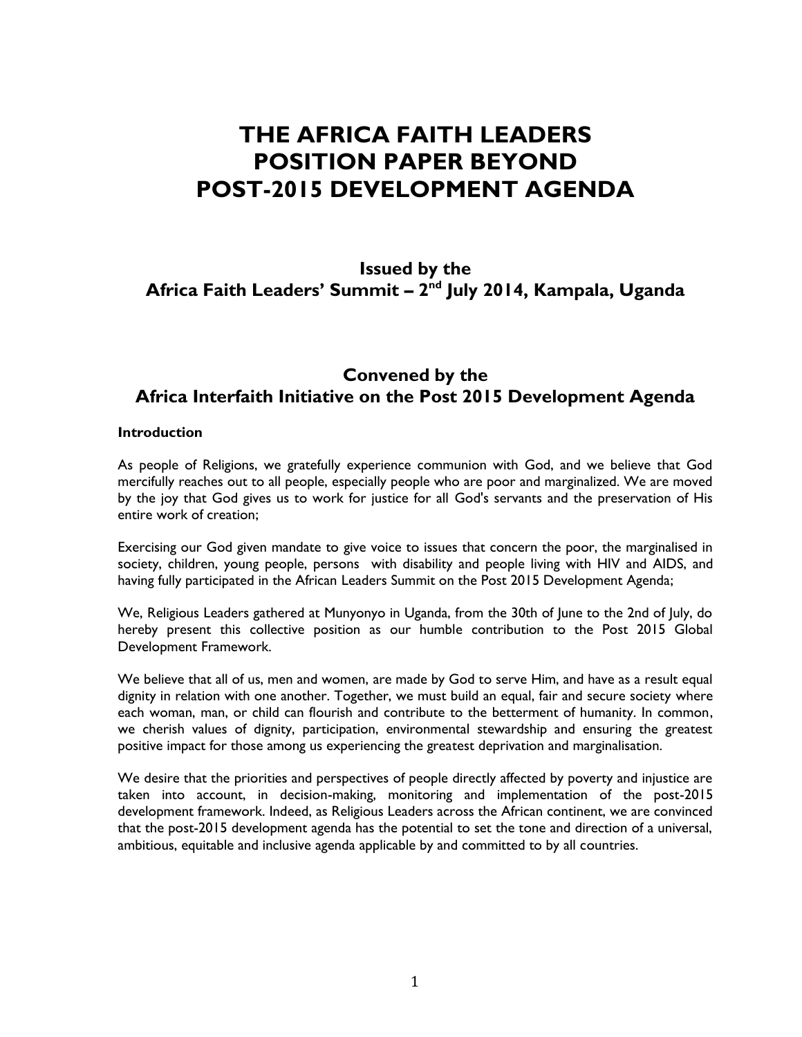# THE AFRICA FAITH LEADERS POSITION PAPER BEYOND POST-2015 DEVELOPMENT AGENDA

## Issued by the Africa Faith Leaders' Summit – 2nd July 2014, Kampala, Uganda

## Convened by the Africa Interfaith Initiative on the Post 2015 Development Agenda

**Introduction**

As people of Religions, we gratefully experience communion with God, and we believe that God mercifully reaches out to all people, especially people who are poor and marginalized. We are moved by the joy that God gives us to work for justice for all God's servants and the preservation of His entire work of creation;

Exercising our God given mandate to give voice to issues that concern the poor, the marginalised in society, children, young people, persons with disability and people living with HIV and AIDS, and having fully participated in the African Leaders Summit on the Post 2015 Development Agenda;

We, Religious Leaders gathered at Munyonyo in Uganda, from the 30th of June to the 2nd of July, do hereby present this collective position as our humble contribution to the Post 2015 Global Development Framework.

We believe that all of us, men and women, are made by God to serve Him, and have as a result equal dignity in relation with one another. Together, we must build an equal, fair and secure society where each woman, man, or child can flourish and contribute to the betterment of humanity. In common, we cherish values of dignity, participation, environmental stewardship and ensuring the greatest positive impact for those among us experiencing the greatest deprivation and marginalisation.

We desire that the priorities and perspectives of people directly affected by poverty and injustice are taken into account, in decision-making, monitoring and implementation of the post-2015 development framework. Indeed, as Religious Leaders across the African continent, we are convinced that the post-2015 development agenda has the potential to set the tone and direction of a universal, ambitious, equitable and inclusive agenda applicable by and committed to by all countries.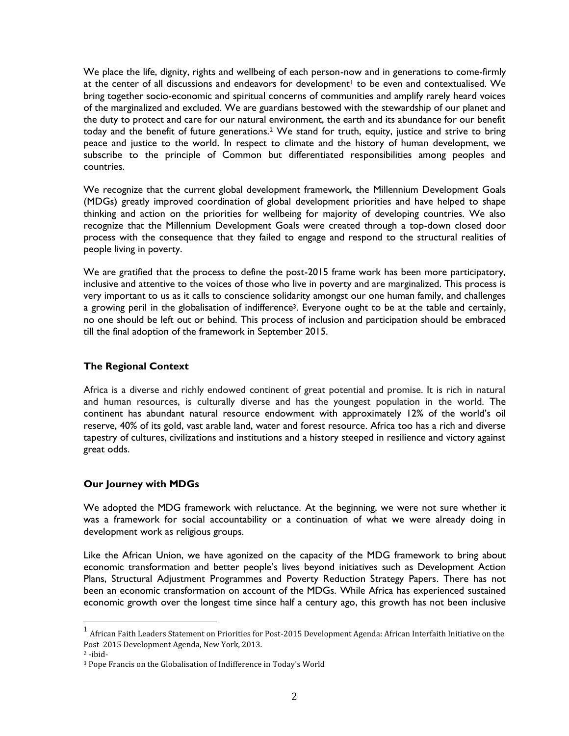We place the life, dignity, rights and wellbeing of each person-now and in generations to come-firmly at the center of all discussions and endeavors for development[1] to be even and contextualised. We bring together socio-economic and spiritual concerns of communities and amplify rarely heard voices of the marginalized and excluded. We are guardians bestowed with the stewardship of our planet and the duty to protect and care for our natural environment, the earth and its abundance for our benefit today and the benefit of future generations.[2] We stand for truth, equity, justice and strive to bring peace and justice to the world. In respect to climate and the history of human development, we subscribe to the principle of Common but differentiated responsibilities among peoples and countries.

We recognize that the current global development framework, the Millennium Development Goals (MDGs) greatly improved coordination of global development priorities and have helped to shape thinking and action on the priorities for wellbeing for majority of developing countries. We also recognize that the Millennium Development Goals were created through a top-down closed door process with the consequence that they failed to engage and respond to the structural realities of people living in poverty.

We are gratified that the process to define the post-2015 frame work has been more participatory, inclusive and attentive to the voices of those who live in poverty and are marginalized. This process is very important to us as it calls to conscience solidarity amongst our one human family, and challenges a growing peril in the globalisation of indifference[3]. Everyone ought to be at the table and certainly, no one should be left out or behind. This process of inclusion and participation should be embraced till the final adoption of the framework in September 2015.

## The Regional Context

Africa is a diverse and richly endowed continent of great potential and promise. It is rich in natural and human resources, is culturally diverse and has the youngest population in the world. The continent has abundant natural resource endowment with approximately 12% of the world's oil reserve, 40% of its gold, vast arable land, water and forest resource. Africa too has a rich and diverse tapestry of cultures, civilizations and institutions and a history steeped in resilience and victory against great odds.

## Our Journey with MDGs

We adopted the MDG framework with reluctance. At the beginning, we were not sure whether it was a framework for social accountability or a continuation of what we were already doing in development work as religious groups.

Like the African Union, we have agonized on the capacity of the MDG framework to bring about economic transformation and better people's lives beyond initiatives such as Development Action Plans, Structural Adjustment Programmes and Poverty Reduction Strategy Papers. There has not been an economic transformation on account of the MDGs. While Africa has experienced sustained economic growth over the longest time since half a century ago, this growth has not been inclusive

---

[1] African Faith Leaders Statement on Priorities for Post-2015 Development Agenda: African Interfaith Initiative on the Post 2015 Development Agenda, New York, 2013.

[2] -ibid-

[3] Pope Francis on the Globalisation of Indifference in Today's World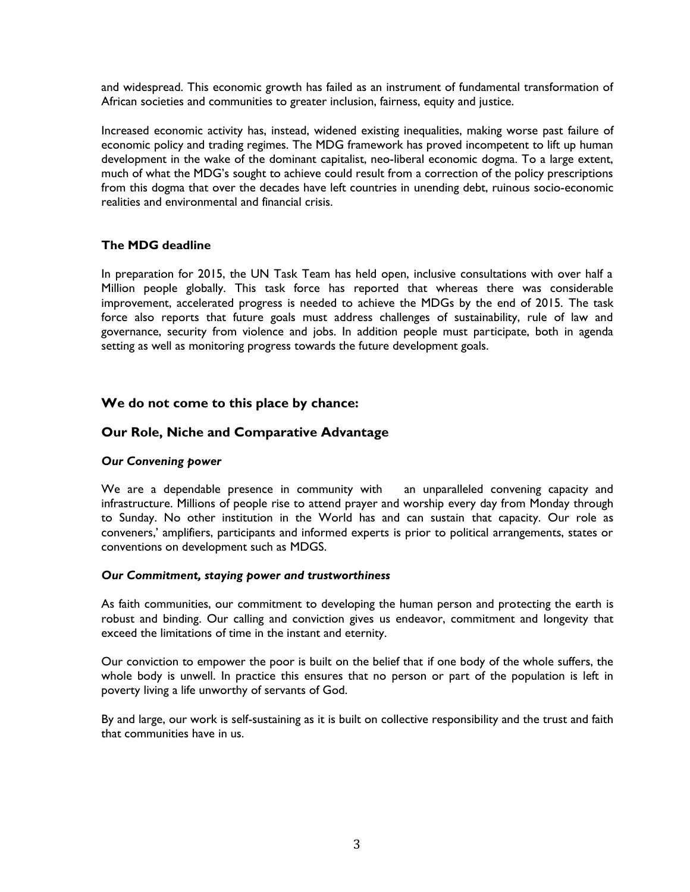and widespread. This economic growth has failed as an instrument of fundamental transformation of African societies and communities to greater inclusion, fairness, equity and justice.

Increased economic activity has, instead, widened existing inequalities, making worse past failure of economic policy and trading regimes. The MDG framework has proved incompetent to lift up human development in the wake of the dominant capitalist, neo-liberal economic dogma. To a large extent, much of what the MDG's sought to achieve could result from a correction of the policy prescriptions from this dogma that over the decades have left countries in unending debt, ruinous socio-economic realities and environmental and financial crisis.

**The MDG deadline**

In preparation for 2015, the UN Task Team has held open, inclusive consultations with over half a Million people globally. This task force has reported that whereas there was considerable improvement, accelerated progress is needed to achieve the MDGs by the end of 2015. The task force also reports that future goals must address challenges of sustainability, rule of law and governance, security from violence and jobs. In addition people must participate, both in agenda setting as well as monitoring progress towards the future development goals.

## We do not come to this place by chance:

## Our Role, Niche and Comparative Advantage

***Our Convening power***

We are a dependable presence in community with an unparalleled convening capacity and infrastructure. Millions of people rise to attend prayer and worship every day from Monday through to Sunday. No other institution in the World has and can sustain that capacity. Our role as conveners,' amplifiers, participants and informed experts is prior to political arrangements, states or conventions on development such as MDGS.

***Our Commitment, staying power and trustworthiness***

As faith communities, our commitment to developing the human person and protecting the earth is robust and binding. Our calling and conviction gives us endeavor, commitment and longevity that exceed the limitations of time in the instant and eternity.

Our conviction to empower the poor is built on the belief that if one body of the whole suffers, the whole body is unwell. In practice this ensures that no person or part of the population is left in poverty living a life unworthy of servants of God.

By and large, our work is self-sustaining as it is built on collective responsibility and the trust and faith that communities have in us.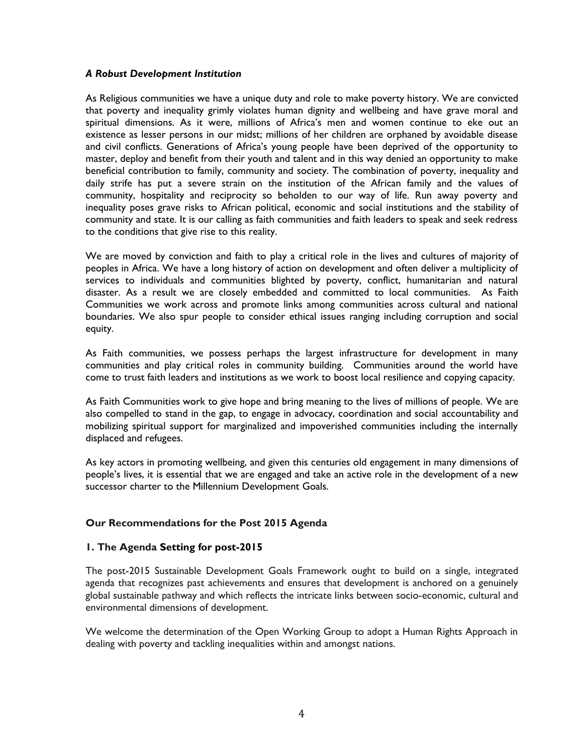### *A Robust Development Institution*

As Religious communities we have a unique duty and role to make poverty history. We are convicted that poverty and inequality grimly violates human dignity and wellbeing and have grave moral and spiritual dimensions. As it were, millions of Africa's men and women continue to eke out an existence as lesser persons in our midst; millions of her children are orphaned by avoidable disease and civil conflicts. Generations of Africa's young people have been deprived of the opportunity to master, deploy and benefit from their youth and talent and in this way denied an opportunity to make beneficial contribution to family, community and society. The combination of poverty, inequality and daily strife has put a severe strain on the institution of the African family and the values of community, hospitality and reciprocity so beholden to our way of life. Run away poverty and inequality poses grave risks to African political, economic and social institutions and the stability of community and state. It is our calling as faith communities and faith leaders to speak and seek redress to the conditions that give rise to this reality.

We are moved by conviction and faith to play a critical role in the lives and cultures of majority of peoples in Africa. We have a long history of action on development and often deliver a multiplicity of services to individuals and communities blighted by poverty, conflict, humanitarian and natural disaster. As a result we are closely embedded and committed to local communities. As Faith Communities we work across and promote links among communities across cultural and national boundaries. We also spur people to consider ethical issues ranging including corruption and social equity.

As Faith communities, we possess perhaps the largest infrastructure for development in many communities and play critical roles in community building. Communities around the world have come to trust faith leaders and institutions as we work to boost local resilience and copying capacity.

As Faith Communities work to give hope and bring meaning to the lives of millions of people. We are also compelled to stand in the gap, to engage in advocacy, coordination and social accountability and mobilizing spiritual support for marginalized and impoverished communities including the internally displaced and refugees.

As key actors in promoting wellbeing, and given this centuries old engagement in many dimensions of people's lives, it is essential that we are engaged and take an active role in the development of a new successor charter to the Millennium Development Goals.

## Our Recommendations for the Post 2015 Agenda

### 1. The Agenda Setting for post-2015

The post-2015 Sustainable Development Goals Framework ought to build on a single, integrated agenda that recognizes past achievements and ensures that development is anchored on a genuinely global sustainable pathway and which reflects the intricate links between socio-economic, cultural and environmental dimensions of development.

We welcome the determination of the Open Working Group to adopt a Human Rights Approach in dealing with poverty and tackling inequalities within and amongst nations.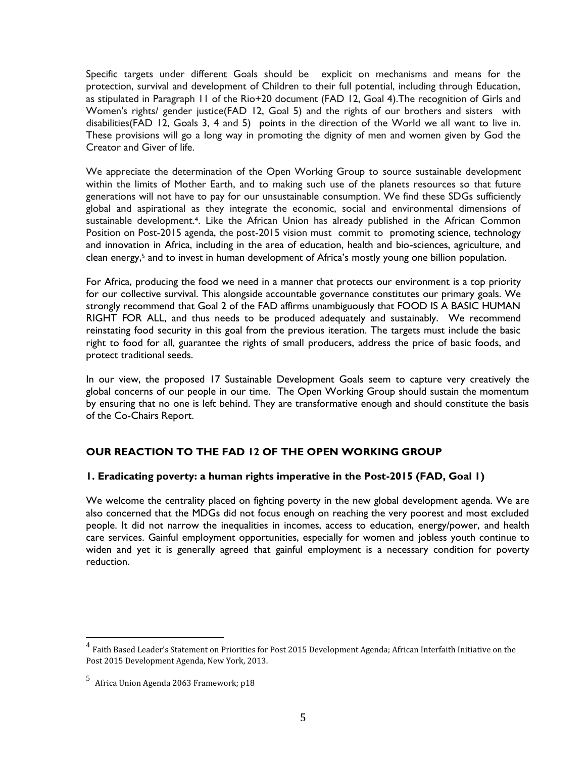Specific targets under different Goals should be explicit on mechanisms and means for the protection, survival and development of Children to their full potential, including through Education, as stipulated in Paragraph 11 of the Rio+20 document (FAD 12, Goal 4).The recognition of Girls and Women's rights/ gender justice(FAD 12, Goal 5) and the rights of our brothers and sisters with disabilities(FAD 12, Goals 3, 4 and 5) points in the direction of the World we all want to live in. These provisions will go a long way in promoting the dignity of men and women given by God the Creator and Giver of life.

We appreciate the determination of the Open Working Group to source sustainable development within the limits of Mother Earth, and to making such use of the planets resources so that future generations will not have to pay for our unsustainable consumption. We find these SDGs sufficiently global and aspirational as they integrate the economic, social and environmental dimensions of sustainable development.[4]. Like the African Union has already published in the African Common Position on Post-2015 agenda, the post-2015 vision must commit to promoting science, technology and innovation in Africa, including in the area of education, health and bio-sciences, agriculture, and clean energy,[5] and to invest in human development of Africa's mostly young one billion population.

For Africa, producing the food we need in a manner that protects our environment is a top priority for our collective survival. This alongside accountable governance constitutes our primary goals. We strongly recommend that Goal 2 of the FAD affirms unambiguously that FOOD IS A BASIC HUMAN RIGHT FOR ALL, and thus needs to be produced adequately and sustainably. We recommend reinstating food security in this goal from the previous iteration. The targets must include the basic right to food for all, guarantee the rights of small producers, address the price of basic foods, and protect traditional seeds.

In our view, the proposed 17 Sustainable Development Goals seem to capture very creatively the global concerns of our people in our time. The Open Working Group should sustain the momentum by ensuring that no one is left behind. They are transformative enough and should constitute the basis of the Co-Chairs Report.

## OUR REACTION TO THE FAD 12 OF THE OPEN WORKING GROUP

### 1. Eradicating poverty: a human rights imperative in the Post-2015 (FAD, Goal 1)

We welcome the centrality placed on fighting poverty in the new global development agenda. We are also concerned that the MDGs did not focus enough on reaching the very poorest and most excluded people. It did not narrow the inequalities in incomes, access to education, energy/power, and health care services. Gainful employment opportunities, especially for women and jobless youth continue to widen and yet it is generally agreed that gainful employment is a necessary condition for poverty reduction.

---

[4] Faith Based Leader's Statement on Priorities for Post 2015 Development Agenda; African Interfaith Initiative on the Post 2015 Development Agenda, New York, 2013.

[5] Africa Union Agenda 2063 Framework; p18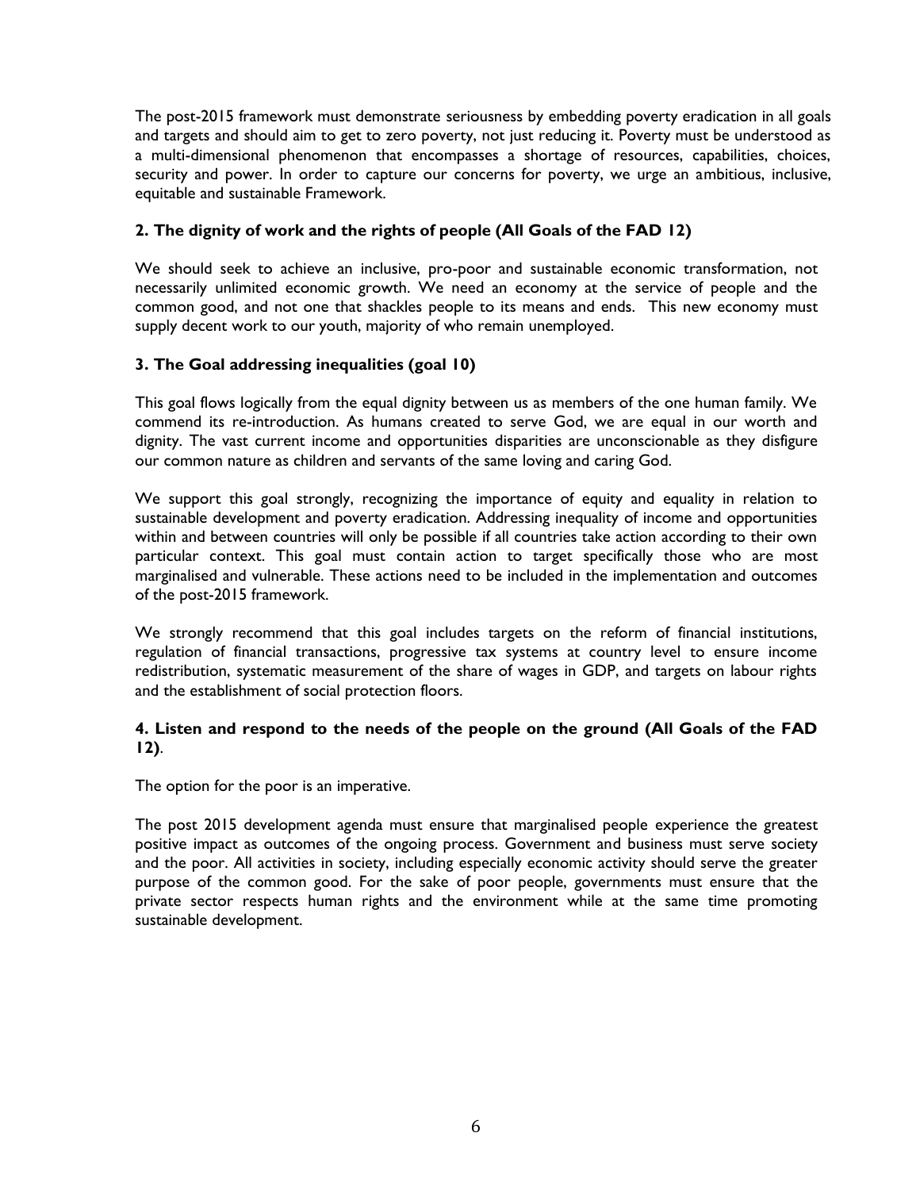The post-2015 framework must demonstrate seriousness by embedding poverty eradication in all goals and targets and should aim to get to zero poverty, not just reducing it. Poverty must be understood as a multi-dimensional phenomenon that encompasses a shortage of resources, capabilities, choices, security and power. In order to capture our concerns for poverty, we urge an ambitious, inclusive, equitable and sustainable Framework.

### 2. The dignity of work and the rights of people (All Goals of the FAD 12)

We should seek to achieve an inclusive, pro-poor and sustainable economic transformation, not necessarily unlimited economic growth. We need an economy at the service of people and the common good, and not one that shackles people to its means and ends. This new economy must supply decent work to our youth, majority of who remain unemployed.

### 3. The Goal addressing inequalities (goal 10)

This goal flows logically from the equal dignity between us as members of the one human family. We commend its re-introduction. As humans created to serve God, we are equal in our worth and dignity. The vast current income and opportunities disparities are unconscionable as they disfigure our common nature as children and servants of the same loving and caring God.

We support this goal strongly, recognizing the importance of equity and equality in relation to sustainable development and poverty eradication. Addressing inequality of income and opportunities within and between countries will only be possible if all countries take action according to their own particular context. This goal must contain action to target specifically those who are most marginalised and vulnerable. These actions need to be included in the implementation and outcomes of the post-2015 framework.

We strongly recommend that this goal includes targets on the reform of financial institutions, regulation of financial transactions, progressive tax systems at country level to ensure income redistribution, systematic measurement of the share of wages in GDP, and targets on labour rights and the establishment of social protection floors.

### 4. Listen and respond to the needs of the people on the ground (All Goals of the FAD 12).

The option for the poor is an imperative.

The post 2015 development agenda must ensure that marginalised people experience the greatest positive impact as outcomes of the ongoing process. Government and business must serve society and the poor. All activities in society, including especially economic activity should serve the greater purpose of the common good. For the sake of poor people, governments must ensure that the private sector respects human rights and the environment while at the same time promoting sustainable development.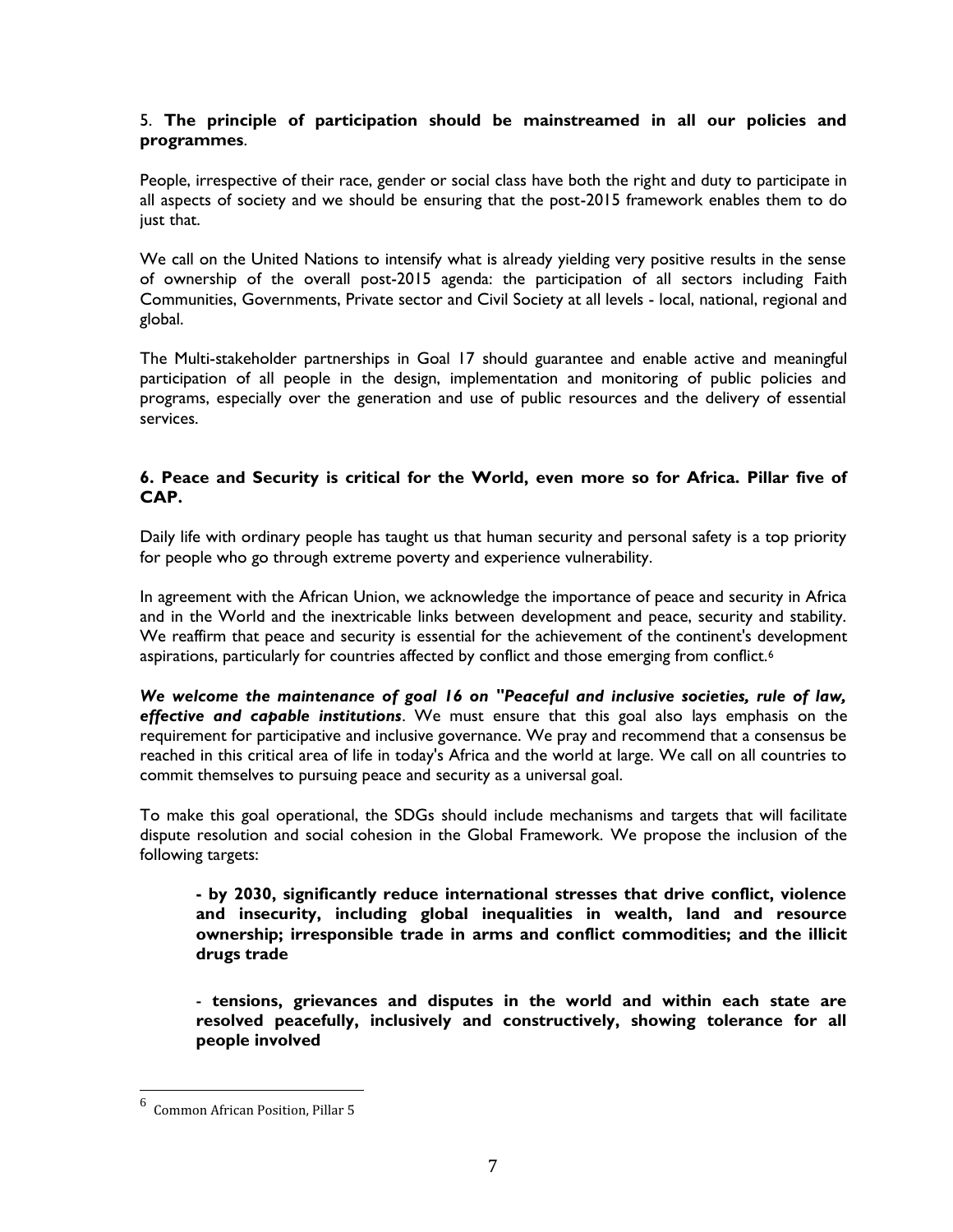5. **The principle of participation should be mainstreamed in all our policies and programmes**.

People, irrespective of their race, gender or social class have both the right and duty to participate in all aspects of society and we should be ensuring that the post-2015 framework enables them to do just that.

We call on the United Nations to intensify what is already yielding very positive results in the sense of ownership of the overall post-2015 agenda: the participation of all sectors including Faith Communities, Governments, Private sector and Civil Society at all levels - local, national, regional and global.

The Multi-stakeholder partnerships in Goal 17 should guarantee and enable active and meaningful participation of all people in the design, implementation and monitoring of public policies and programs, especially over the generation and use of public resources and the delivery of essential services.

**6. Peace and Security is critical for the World, even more so for Africa. Pillar five of CAP.**

Daily life with ordinary people has taught us that human security and personal safety is a top priority for people who go through extreme poverty and experience vulnerability.

In agreement with the African Union, we acknowledge the importance of peace and security in Africa and in the World and the inextricable links between development and peace, security and stability. We reaffirm that peace and security is essential for the achievement of the continent's development aspirations, particularly for countries affected by conflict and those emerging from conflict.[6]

***We welcome the maintenance of goal 16 on "Peaceful and inclusive societies, rule of law, effective and capable institutions***. We must ensure that this goal also lays emphasis on the requirement for participative and inclusive governance. We pray and recommend that a consensus be reached in this critical area of life in today's Africa and the world at large. We call on all countries to commit themselves to pursuing peace and security as a universal goal.

To make this goal operational, the SDGs should include mechanisms and targets that will facilitate dispute resolution and social cohesion in the Global Framework. We propose the inclusion of the following targets:

> **- by 2030, significantly reduce international stresses that drive conflict, violence and insecurity, including global inequalities in wealth, land and resource ownership; irresponsible trade in arms and conflict commodities; and the illicit drugs trade**
>
> - **tensions, grievances and disputes in the world and within each state are resolved peacefully, inclusively and constructively, showing tolerance for all people involved**

---

[6] Common African Position, Pillar 5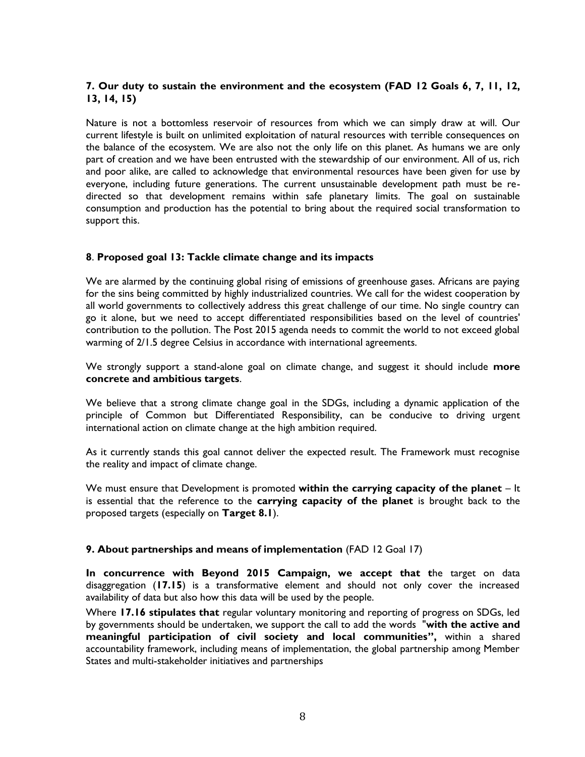### 7. Our duty to sustain the environment and the ecosystem (FAD 12 Goals 6, 7, 11, 12, 13, 14, 15)

Nature is not a bottomless reservoir of resources from which we can simply draw at will. Our current lifestyle is built on unlimited exploitation of natural resources with terrible consequences on the balance of the ecosystem. We are also not the only life on this planet. As humans we are only part of creation and we have been entrusted with the stewardship of our environment. All of us, rich and poor alike, are called to acknowledge that environmental resources have been given for use by everyone, including future generations. The current unsustainable development path must be re-directed so that development remains within safe planetary limits. The goal on sustainable consumption and production has the potential to bring about the required social transformation to support this.

### 8. Proposed goal 13: Tackle climate change and its impacts

We are alarmed by the continuing global rising of emissions of greenhouse gases. Africans are paying for the sins being committed by highly industrialized countries. We call for the widest cooperation by all world governments to collectively address this great challenge of our time. No single country can go it alone, but we need to accept differentiated responsibilities based on the level of countries' contribution to the pollution. The Post 2015 agenda needs to commit the world to not exceed global warming of 2/1.5 degree Celsius in accordance with international agreements.

We strongly support a stand-alone goal on climate change, and suggest it should include **more concrete and ambitious targets**.

We believe that a strong climate change goal in the SDGs, including a dynamic application of the principle of Common but Differentiated Responsibility, can be conducive to driving urgent international action on climate change at the high ambition required.

As it currently stands this goal cannot deliver the expected result. The Framework must recognise the reality and impact of climate change.

We must ensure that Development is promoted **within the carrying capacity of the planet** – It is essential that the reference to the **carrying capacity of the planet** is brought back to the proposed targets (especially on **Target 8.1**).

### 9. About partnerships and means of implementation (FAD 12 Goal 17)

**In concurrence with Beyond 2015 Campaign, we accept that t**he target on data disaggregation (**17.15**) is a transformative element and should not only cover the increased availability of data but also how this data will be used by the people.

Where **17.16 stipulates that** regular voluntary monitoring and reporting of progress on SDGs, led by governments should be undertaken, we support the call to add the words "**with the active and meaningful participation of civil society and local communities",** within a shared accountability framework, including means of implementation, the global partnership among Member States and multi-stakeholder initiatives and partnerships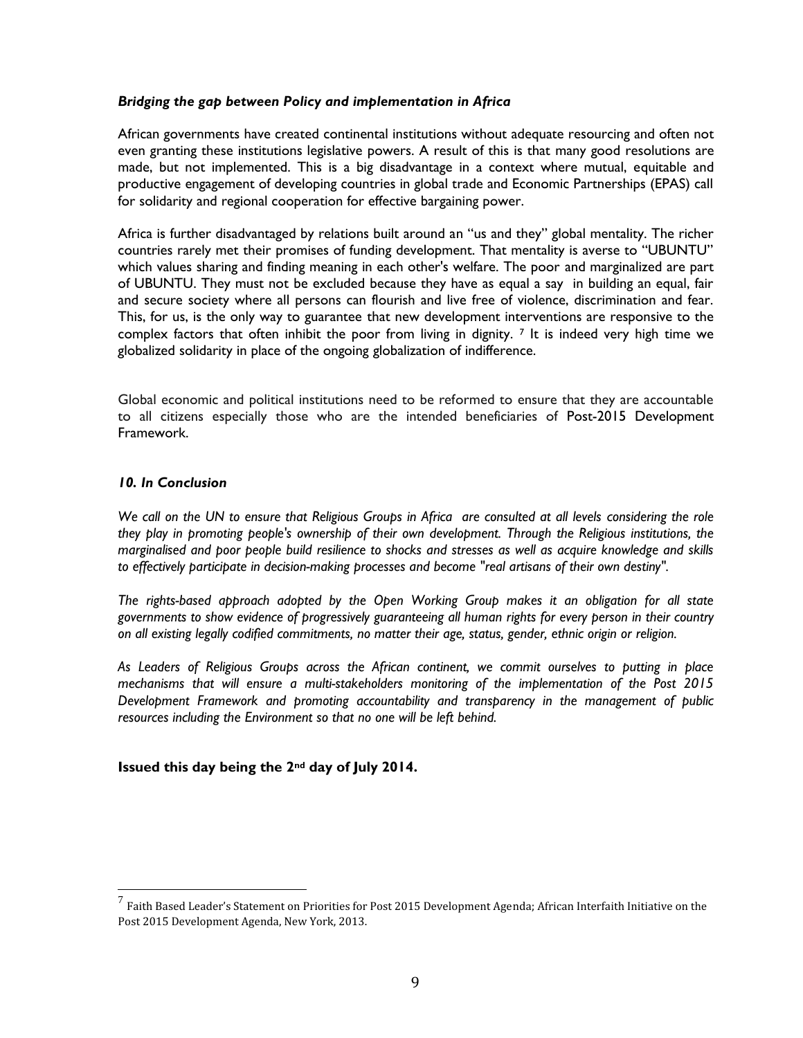### *Bridging the gap between Policy and implementation in Africa*

African governments have created continental institutions without adequate resourcing and often not even granting these institutions legislative powers. A result of this is that many good resolutions are made, but not implemented. This is a big disadvantage in a context where mutual, equitable and productive engagement of developing countries in global trade and Economic Partnerships (EPAS) call for solidarity and regional cooperation for effective bargaining power.

Africa is further disadvantaged by relations built around an "us and they" global mentality. The richer countries rarely met their promises of funding development. That mentality is averse to "UBUNTU" which values sharing and finding meaning in each other's welfare. The poor and marginalized are part of UBUNTU. They must not be excluded because they have as equal a say in building an equal, fair and secure society where all persons can flourish and live free of violence, discrimination and fear. This, for us, is the only way to guarantee that new development interventions are responsive to the complex factors that often inhibit the poor from living in dignity. [7] It is indeed very high time we globalized solidarity in place of the ongoing globalization of indifference.

Global economic and political institutions need to be reformed to ensure that they are accountable to all citizens especially those who are the intended beneficiaries of Post-2015 Development Framework.

### *10. In Conclusion*

*We call on the UN to ensure that Religious Groups in Africa are consulted at all levels considering the role they play in promoting people's ownership of their own development. Through the Religious institutions, the marginalised and poor people build resilience to shocks and stresses as well as acquire knowledge and skills to effectively participate in decision-making processes and become "real artisans of their own destiny".*

*The rights-based approach adopted by the Open Working Group makes it an obligation for all state governments to show evidence of progressively guaranteeing all human rights for every person in their country on all existing legally codified commitments, no matter their age, status, gender, ethnic origin or religion.*

*As Leaders of Religious Groups across the African continent, we commit ourselves to putting in place mechanisms that will ensure a multi-stakeholders monitoring of the implementation of the Post 2015 Development Framework and promoting accountability and transparency in the management of public resources including the Environment so that no one will be left behind.*

**Issued this day being the 2nd day of July 2014.**

---

[7] Faith Based Leader's Statement on Priorities for Post 2015 Development Agenda; African Interfaith Initiative on the Post 2015 Development Agenda, New York, 2013.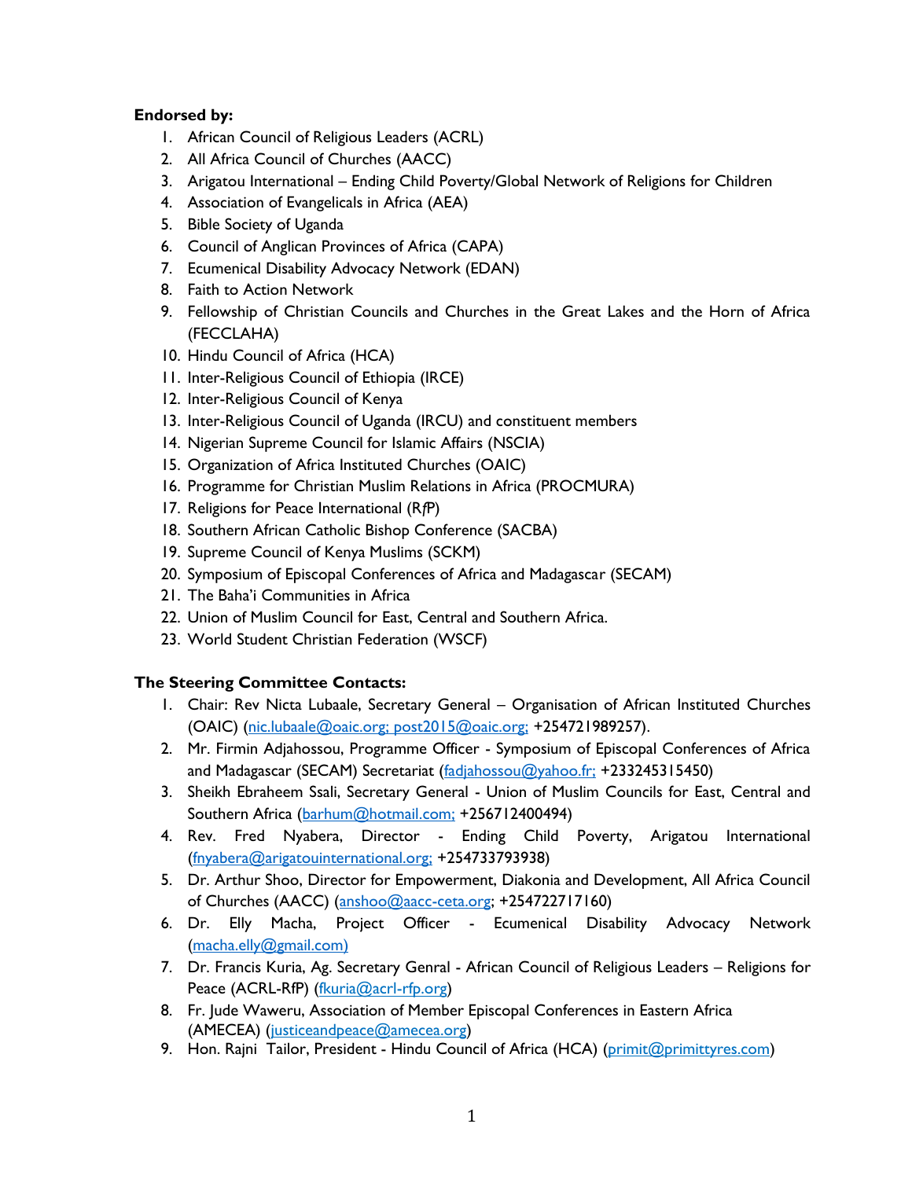**Endorsed by:**

1. African Council of Religious Leaders (ACRL)
2. All Africa Council of Churches (AACC)
3. Arigatou International – Ending Child Poverty/Global Network of Religions for Children
4. Association of Evangelicals in Africa (AEA)
5. Bible Society of Uganda
6. Council of Anglican Provinces of Africa (CAPA)
7. Ecumenical Disability Advocacy Network (EDAN)
8. Faith to Action Network
9. Fellowship of Christian Councils and Churches in the Great Lakes and the Horn of Africa (FECCLAHA)
10. Hindu Council of Africa (HCA)
11. Inter-Religious Council of Ethiopia (IRCE)
12. Inter-Religious Council of Kenya
13. Inter-Religious Council of Uganda (IRCU) and constituent members
14. Nigerian Supreme Council for Islamic Affairs (NSCIA)
15. Organization of Africa Instituted Churches (OAIC)
16. Programme for Christian Muslim Relations in Africa (PROCMURA)
17. Religions for Peace International (R*f*P)
18. Southern African Catholic Bishop Conference (SACBA)
19. Supreme Council of Kenya Muslims (SCKM)
20. Symposium of Episcopal Conferences of Africa and Madagascar (SECAM)
21. The Baha'i Communities in Africa
22. Union of Muslim Council for East, Central and Southern Africa.
23. World Student Christian Federation (WSCF)

**The Steering Committee Contacts:**

1. Chair: Rev Nicta Lubaale, Secretary General – Organisation of African Instituted Churches (OAIC) (nic.lubaale@oaic.org; post2015@oaic.org; +254721989257).
2. Mr. Firmin Adjahossou, Programme Officer - Symposium of Episcopal Conferences of Africa and Madagascar (SECAM) Secretariat (fadjahossou@yahoo.fr; +233245315450)
3. Sheikh Ebraheem Ssali, Secretary General - Union of Muslim Councils for East, Central and Southern Africa (barhum@hotmail.com; +256712400494)
4. Rev. Fred Nyabera, Director - Ending Child Poverty, Arigatou International (fnyabera@arigatouinternational.org; +254733793938)
5. Dr. Arthur Shoo, Director for Empowerment, Diakonia and Development, All Africa Council of Churches (AACC) (anshoo@aacc-ceta.org; +254722717160)
6. Dr. Elly Macha, Project Officer - Ecumenical Disability Advocacy Network (macha.elly@gmail.com)
7. Dr. Francis Kuria, Ag. Secretary Genral - African Council of Religious Leaders – Religions for Peace (ACRL-RfP) (fkuria@acrl-rfp.org)
8. Fr. Jude Waweru, Association of Member Episcopal Conferences in Eastern Africa (AMECEA) (justiceandpeace@amecea.org)
9. Hon. Rajni Tailor, President - Hindu Council of Africa (HCA) (primit@primittyres.com)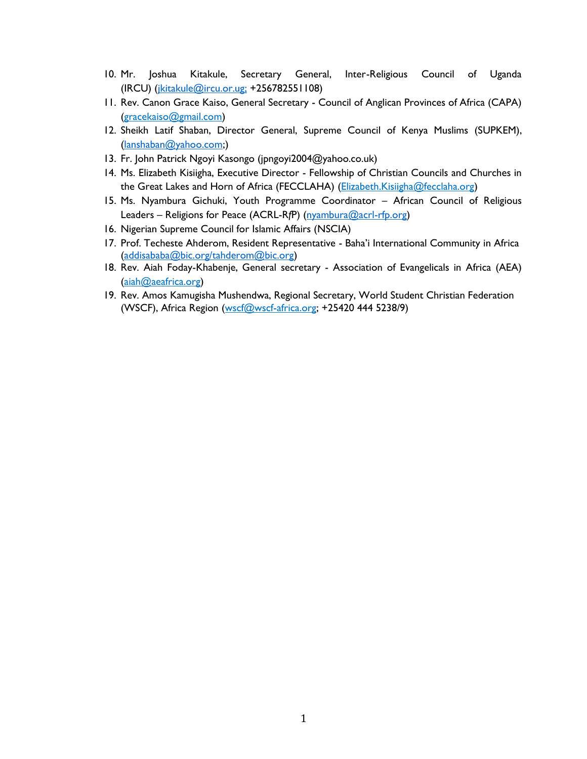10. Mr. Joshua Kitakule, Secretary General, Inter-Religious Council of Uganda (IRCU) (jkitakule@ircu.or.ug; +256782551108)
11. Rev. Canon Grace Kaiso, General Secretary - Council of Anglican Provinces of Africa (CAPA) (gracekaiso@gmail.com)
12. Sheikh Latif Shaban, Director General, Supreme Council of Kenya Muslims (SUPKEM), (lanshaban@yahoo.com;)
13. Fr. John Patrick Ngoyi Kasongo (jpngoyi2004@yahoo.co.uk)
14. Ms. Elizabeth Kisiigha, Executive Director - Fellowship of Christian Councils and Churches in the Great Lakes and Horn of Africa (FECCLAHA) (Elizabeth.Kisiigha@fecclaha.org)
15. Ms. Nyambura Gichuki, Youth Programme Coordinator – African Council of Religious Leaders – Religions for Peace (ACRL-R*f*P) (nyambura@acrl-rfp.org)
16. Nigerian Supreme Council for Islamic Affairs (NSCIA)
17. Prof. Techeste Ahderom, Resident Representative - Baha'i International Community in Africa (addisababa@bic.org/tahderom@bic.org)
18. Rev. Aiah Foday-Khabenje, General secretary - Association of Evangelicals in Africa (AEA) (aiah@aeafrica.org)
19. Rev. Amos Kamugisha Mushendwa, Regional Secretary, World Student Christian Federation (WSCF), Africa Region (wscf@wscf-africa.org; +25420 444 5238/9)